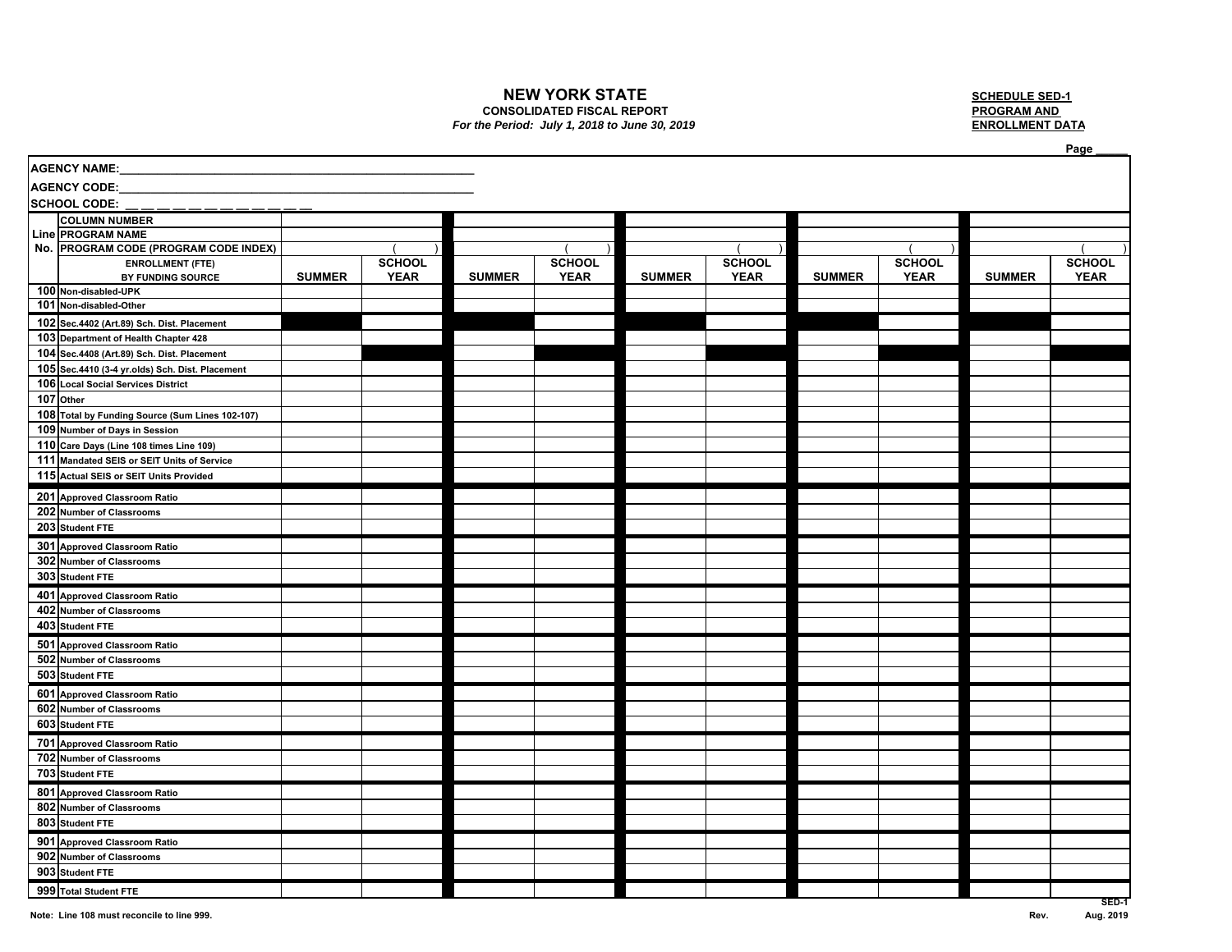# NEW YORK STATE

**CONSOLIDATED FISCAL REPORT**

*For the Period: July 1, 2018 to June 30, 2019*

**SCHEDULE SED-1**
**PROGRAM AND**
**ENROLLMENT DATA**

Page _____

**AGENCY NAME:**_______________________________________________

**AGENCY CODE:**_______________________________________________

**SCHOOL CODE:** __ __ __ __ __ __ __ __ __ __ __ __

| Line No. | COLUMN NUMBER | | | | | | | | | | |
|---|---|---|---|---|---|---|---|---|---|---|---|
| | PROGRAM NAME | | | | | | | | | | |
| | PROGRAM CODE (PROGRAM CODE INDEX) | | ( ) | | ( ) | | ( ) | | ( ) | | ( ) |
| | ENROLLMENT (FTE) BY FUNDING SOURCE | SUMMER | SCHOOL YEAR | SUMMER | SCHOOL YEAR | SUMMER | SCHOOL YEAR | SUMMER | SCHOOL YEAR | SUMMER | SCHOOL YEAR |
| 100 | Non-disabled-UPK | | | | | | | | | | |
| 101 | Non-disabled-Other | | | | | | | | | | |
| 102 | Sec.4402 (Art.89) Sch. Dist. Placement | | | | | | | | | | |
| 103 | Department of Health Chapter 428 | | | | | | | | | | |
| 104 | Sec.4408 (Art.89) Sch. Dist. Placement | | | | | | | | | | |
| 105 | Sec.4410 (3-4 yr.olds) Sch. Dist. Placement | | | | | | | | | | |
| 106 | Local Social Services District | | | | | | | | | | |
| 107 | Other | | | | | | | | | | |
| 108 | Total by Funding Source (Sum Lines 102-107) | | | | | | | | | | |
| 109 | Number of Days in Session | | | | | | | | | | |
| 110 | Care Days (Line 108 times Line 109) | | | | | | | | | | |
| 111 | Mandated SEIS or SEIT Units of Service | | | | | | | | | | |
| 115 | Actual SEIS or SEIT Units Provided | | | | | | | | | | |
| 201 | Approved Classroom Ratio | | | | | | | | | | |
| 202 | Number of Classrooms | | | | | | | | | | |
| 203 | Student FTE | | | | | | | | | | |
| 301 | Approved Classroom Ratio | | | | | | | | | | |
| 302 | Number of Classrooms | | | | | | | | | | |
| 303 | Student FTE | | | | | | | | | | |
| 401 | Approved Classroom Ratio | | | | | | | | | | |
| 402 | Number of Classrooms | | | | | | | | | | |
| 403 | Student FTE | | | | | | | | | | |
| 501 | Approved Classroom Ratio | | | | | | | | | | |
| 502 | Number of Classrooms | | | | | | | | | | |
| 503 | Student FTE | | | | | | | | | | |
| 601 | Approved Classroom Ratio | | | | | | | | | | |
| 602 | Number of Classrooms | | | | | | | | | | |
| 603 | Student FTE | | | | | | | | | | |
| 701 | Approved Classroom Ratio | | | | | | | | | | |
| 702 | Number of Classrooms | | | | | | | | | | |
| 703 | Student FTE | | | | | | | | | | |
| 801 | Approved Classroom Ratio | | | | | | | | | | |
| 802 | Number of Classrooms | | | | | | | | | | |
| 803 | Student FTE | | | | | | | | | | |
| 901 | Approved Classroom Ratio | | | | | | | | | | |
| 902 | Number of Classrooms | | | | | | | | | | |
| 903 | Student FTE | | | | | | | | | | |
| 999 | Total Student FTE | | | | | | | | | | |

Note: Line 108 must reconcile to line 999.

SED-1
Rev. Aug. 2019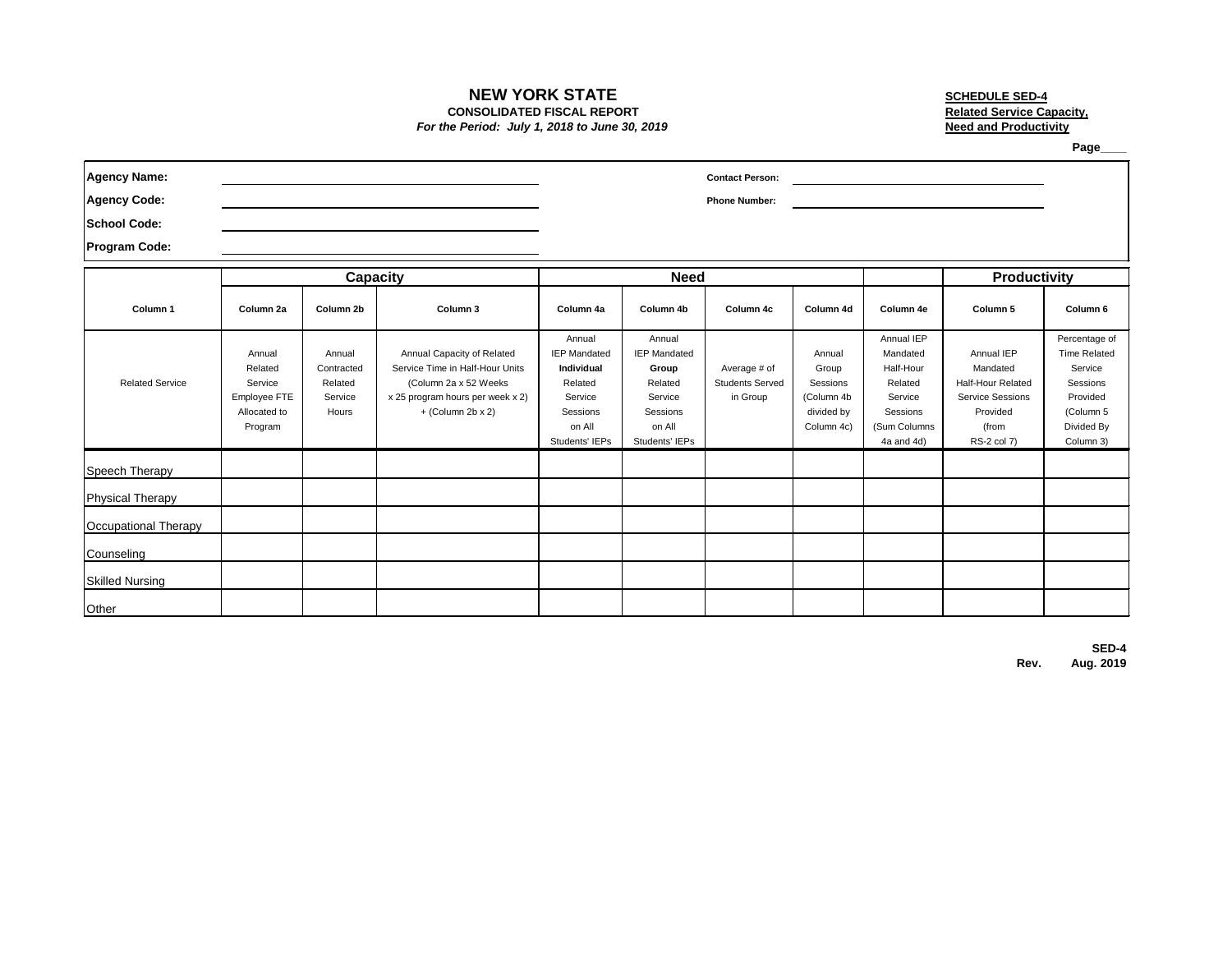# NEW YORK STATE

**CONSOLIDATED FISCAL REPORT**

***For the Period: July 1, 2018 to June 30, 2019***

**SCHEDULE SED-4**
**Related Service Capacity, Need and Productivity**

**Page____**

**Agency Name:** ____________________

**Agency Code:** ____________________

**School Code:** ____________________

**Program Code:** ____________________

**Contact Person:** ____________________

**Phone Number:** ____________________

| | Capacity | | | Need | | | | | Productivity | |
|---|---|---|---|---|---|---|---|---|---|---|
| **Column 1** | **Column 2a** | **Column 2b** | **Column 3** | **Column 4a** | **Column 4b** | **Column 4c** | **Column 4d** | **Column 4e** | **Column 5** | **Column 6** |
| Related Service | Annual Related Service Employee FTE Allocated to Program | Annual Contracted Related Service Hours | Annual Capacity of Related Service Time in Half-Hour Units (Column 2a x 52 Weeks x 25 program hours per week x 2) + (Column 2b x 2) | Annual IEP Mandated **Individual** Related Service Sessions on All Students' IEPs | Annual IEP Mandated **Group** Related Service Sessions on All Students' IEPs | Average # of Students Served in Group | Annual Group Sessions (Column 4b divided by Column 4c) | Annual IEP Mandated Half-Hour Related Service Sessions (Sum Columns 4a and 4d) | Annual IEP Mandated Half-Hour Related Service Sessions Provided (from RS-2 col 7) | Percentage of Time Related Service Sessions Provided (Column 5 Divided By Column 3) |
| Speech Therapy | | | | | | | | | | |
| Physical Therapy | | | | | | | | | | |
| Occupational Therapy | | | | | | | | | | |
| Counseling | | | | | | | | | | |
| Skilled Nursing | | | | | | | | | | |
| Other | | | | | | | | | | |

**SED-4**
**Rev. Aug. 2019**